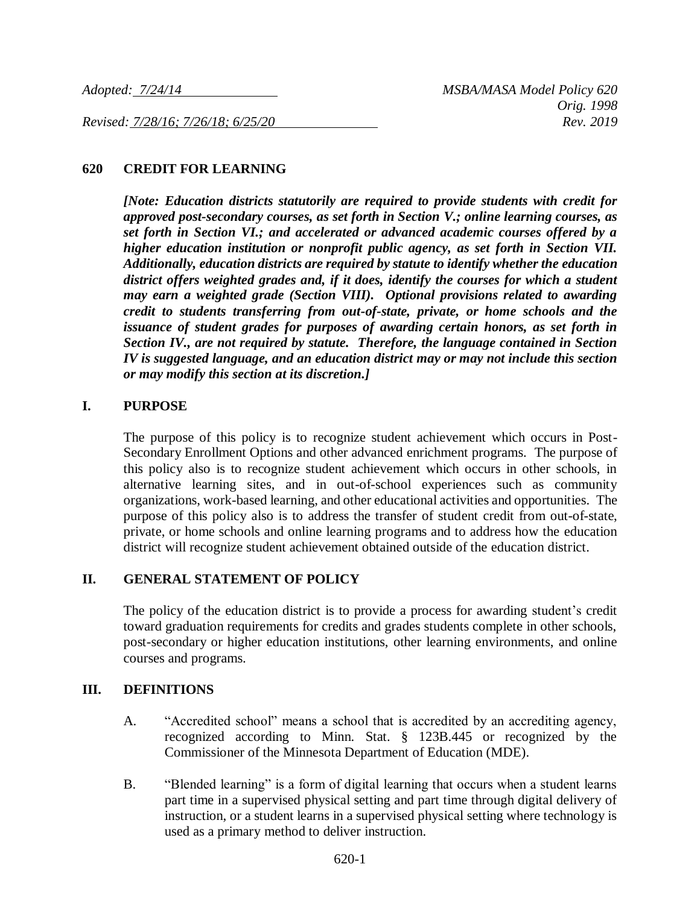*Adopted: 7/24/14* *MSBA/MASA Model Policy 620*
*Orig. 1998*
*Revised: 7/28/16; 7/26/18; 6/25/20* *Rev. 2019*

# 620 CREDIT FOR LEARNING

***[Note: Education districts statutorily are required to provide students with credit for approved post-secondary courses, as set forth in Section V.; online learning courses, as set forth in Section VI.; and accelerated or advanced academic courses offered by a higher education institution or nonprofit public agency, as set forth in Section VII. Additionally, education districts are required by statute to identify whether the education district offers weighted grades and, if it does, identify the courses for which a student may earn a weighted grade (Section VIII). Optional provisions related to awarding credit to students transferring from out-of-state, private, or home schools and the issuance of student grades for purposes of awarding certain honors, as set forth in Section IV., are not required by statute. Therefore, the language contained in Section IV is suggested language, and an education district may or may not include this section or may modify this section at its discretion.]***

## I. PURPOSE

The purpose of this policy is to recognize student achievement which occurs in Post-Secondary Enrollment Options and other advanced enrichment programs. The purpose of this policy also is to recognize student achievement which occurs in other schools, in alternative learning sites, and in out-of-school experiences such as community organizations, work-based learning, and other educational activities and opportunities. The purpose of this policy also is to address the transfer of student credit from out-of-state, private, or home schools and online learning programs and to address how the education district will recognize student achievement obtained outside of the education district.

## II. GENERAL STATEMENT OF POLICY

The policy of the education district is to provide a process for awarding student's credit toward graduation requirements for credits and grades students complete in other schools, post-secondary or higher education institutions, other learning environments, and online courses and programs.

## III. DEFINITIONS

A. "Accredited school" means a school that is accredited by an accrediting agency, recognized according to Minn. Stat. § 123B.445 or recognized by the Commissioner of the Minnesota Department of Education (MDE).

B. "Blended learning" is a form of digital learning that occurs when a student learns part time in a supervised physical setting and part time through digital delivery of instruction, or a student learns in a supervised physical setting where technology is used as a primary method to deliver instruction.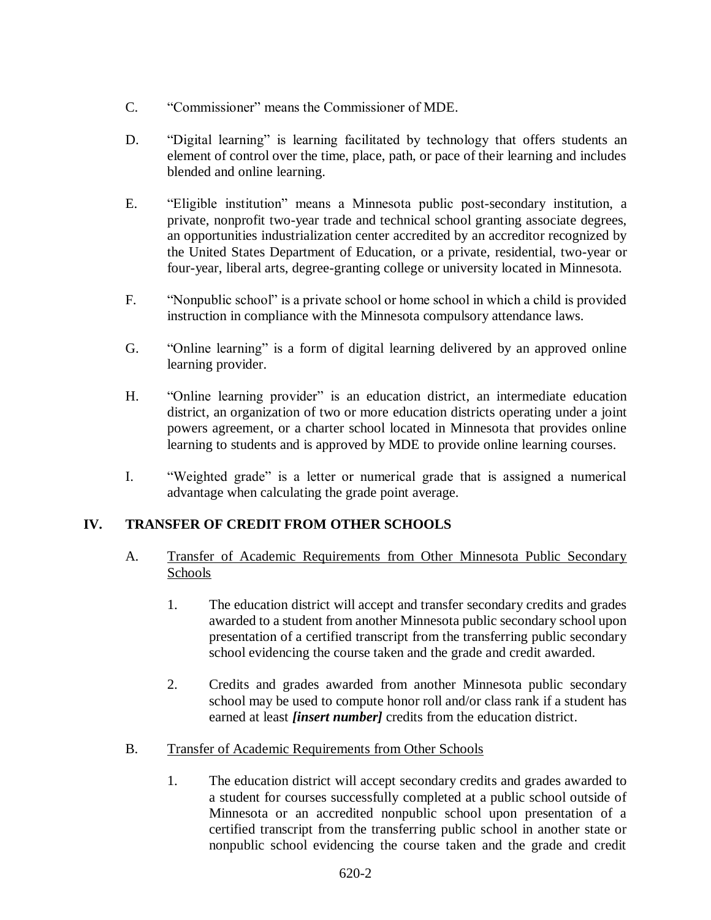C. “Commissioner” means the Commissioner of MDE.

D. “Digital learning” is learning facilitated by technology that offers students an element of control over the time, place, path, or pace of their learning and includes blended and online learning.

E. “Eligible institution” means a Minnesota public post-secondary institution, a private, nonprofit two-year trade and technical school granting associate degrees, an opportunities industrialization center accredited by an accreditor recognized by the United States Department of Education, or a private, residential, two-year or four-year, liberal arts, degree-granting college or university located in Minnesota.

F. “Nonpublic school” is a private school or home school in which a child is provided instruction in compliance with the Minnesota compulsory attendance laws.

G. “Online learning” is a form of digital learning delivered by an approved online learning provider.

H. “Online learning provider” is an education district, an intermediate education district, an organization of two or more education districts operating under a joint powers agreement, or a charter school located in Minnesota that provides online learning to students and is approved by MDE to provide online learning courses.

I. “Weighted grade” is a letter or numerical grade that is assigned a numerical advantage when calculating the grade point average.

## IV. TRANSFER OF CREDIT FROM OTHER SCHOOLS

A. <u>Transfer of Academic Requirements from Other Minnesota Public Secondary Schools</u>

1. The education district will accept and transfer secondary credits and grades awarded to a student from another Minnesota public secondary school upon presentation of a certified transcript from the transferring public secondary school evidencing the course taken and the grade and credit awarded.

2. Credits and grades awarded from another Minnesota public secondary school may be used to compute honor roll and/or class rank if a student has earned at least ***[insert number]*** credits from the education district.

B. <u>Transfer of Academic Requirements from Other Schools</u>

1. The education district will accept secondary credits and grades awarded to a student for courses successfully completed at a public school outside of Minnesota or an accredited nonpublic school upon presentation of a certified transcript from the transferring public school in another state or nonpublic school evidencing the course taken and the grade and credit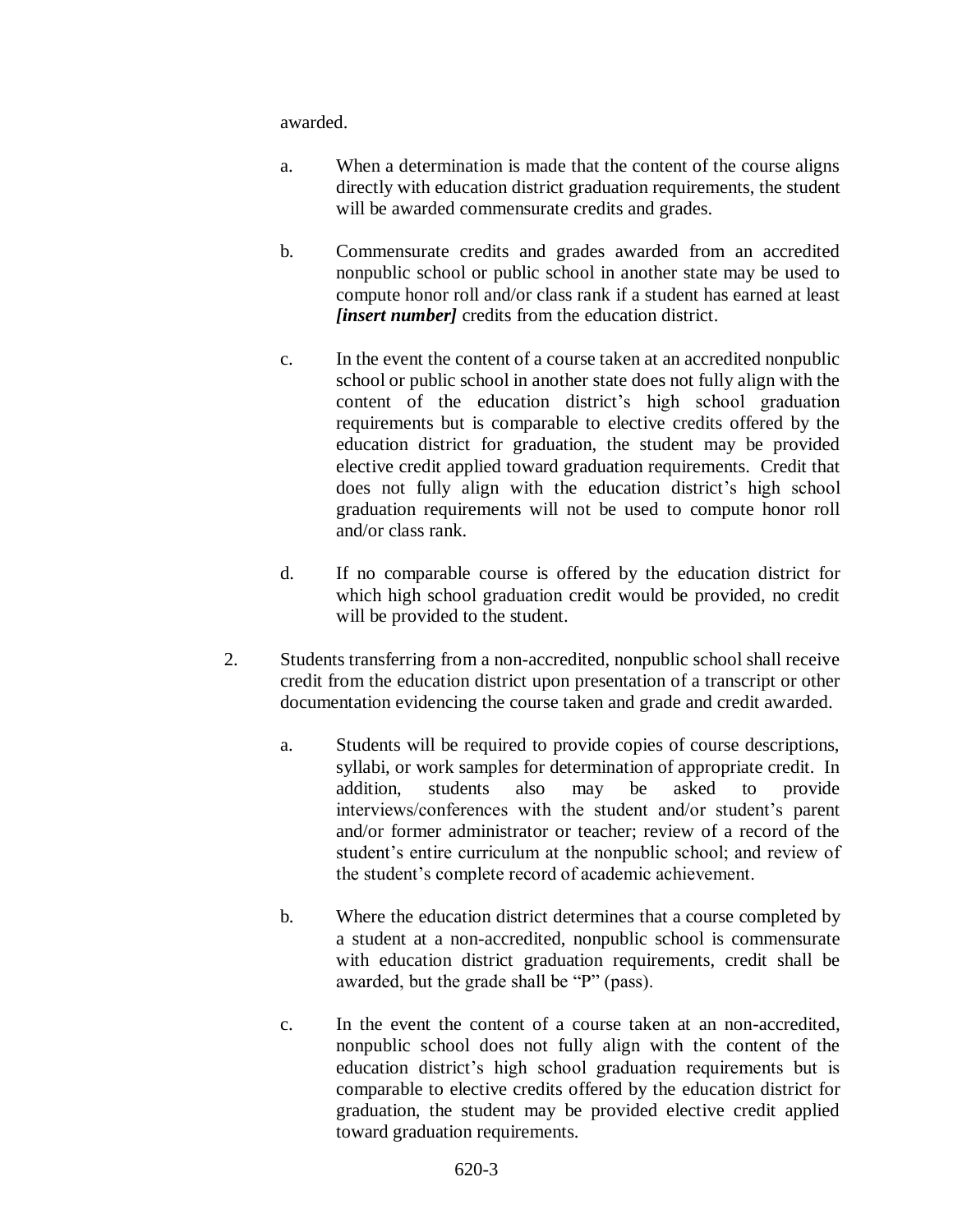awarded.

a. When a determination is made that the content of the course aligns directly with education district graduation requirements, the student will be awarded commensurate credits and grades.

b. Commensurate credits and grades awarded from an accredited nonpublic school or public school in another state may be used to compute honor roll and/or class rank if a student has earned at least ***[insert number]*** credits from the education district.

c. In the event the content of a course taken at an accredited nonpublic school or public school in another state does not fully align with the content of the education district's high school graduation requirements but is comparable to elective credits offered by the education district for graduation, the student may be provided elective credit applied toward graduation requirements. Credit that does not fully align with the education district's high school graduation requirements will not be used to compute honor roll and/or class rank.

d. If no comparable course is offered by the education district for which high school graduation credit would be provided, no credit will be provided to the student.

2. Students transferring from a non-accredited, nonpublic school shall receive credit from the education district upon presentation of a transcript or other documentation evidencing the course taken and grade and credit awarded.

   a. Students will be required to provide copies of course descriptions, syllabi, or work samples for determination of appropriate credit. In addition, students also may be asked to provide interviews/conferences with the student and/or student's parent and/or former administrator or teacher; review of a record of the student's entire curriculum at the nonpublic school; and review of the student's complete record of academic achievement.

   b. Where the education district determines that a course completed by a student at a non-accredited, nonpublic school is commensurate with education district graduation requirements, credit shall be awarded, but the grade shall be "P" (pass).

   c. In the event the content of a course taken at an non-accredited, nonpublic school does not fully align with the content of the education district's high school graduation requirements but is comparable to elective credits offered by the education district for graduation, the student may be provided elective credit applied toward graduation requirements.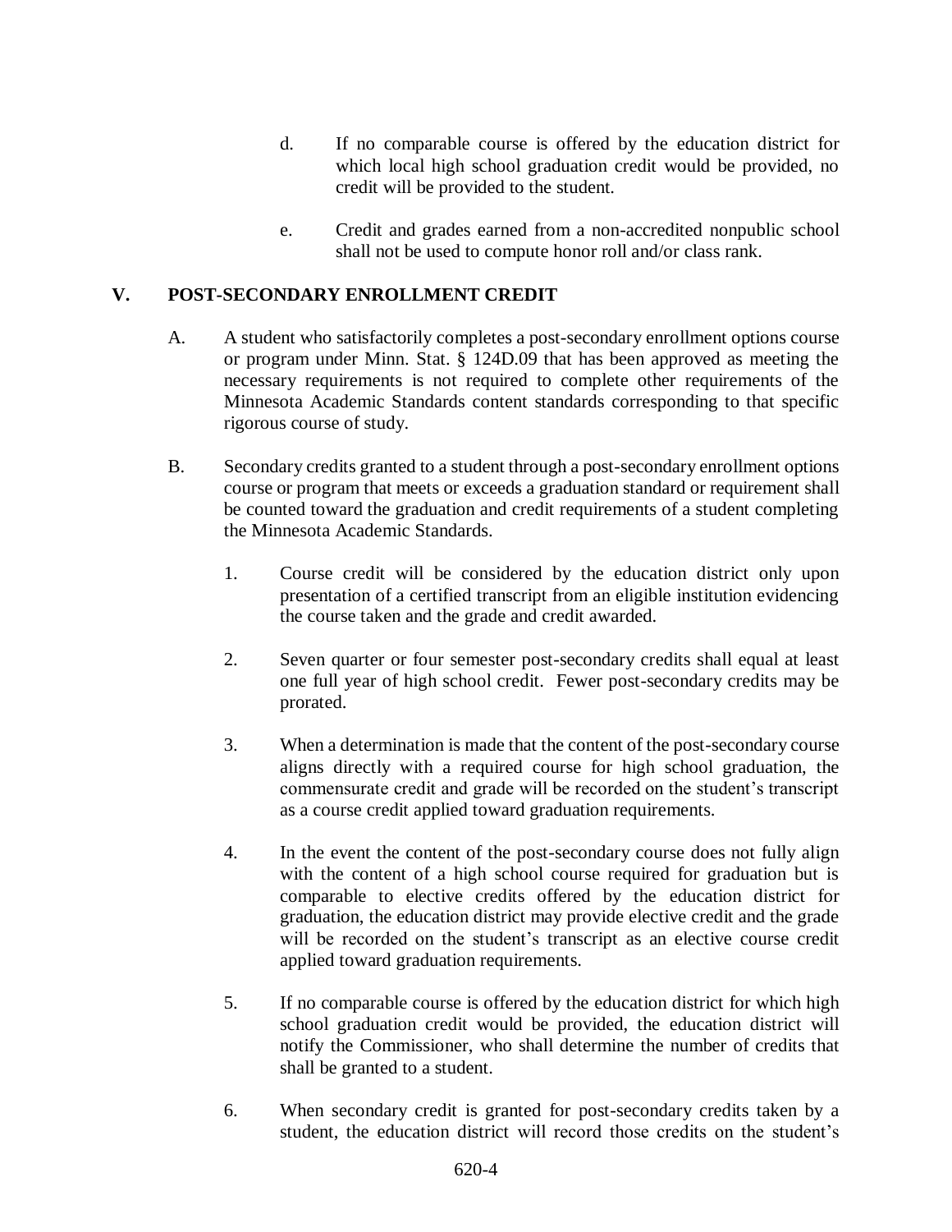d. If no comparable course is offered by the education district for which local high school graduation credit would be provided, no credit will be provided to the student.

e. Credit and grades earned from a non-accredited nonpublic school shall not be used to compute honor roll and/or class rank.

## V. POST-SECONDARY ENROLLMENT CREDIT

A. A student who satisfactorily completes a post-secondary enrollment options course or program under Minn. Stat. § 124D.09 that has been approved as meeting the necessary requirements is not required to complete other requirements of the Minnesota Academic Standards content standards corresponding to that specific rigorous course of study.

B. Secondary credits granted to a student through a post-secondary enrollment options course or program that meets or exceeds a graduation standard or requirement shall be counted toward the graduation and credit requirements of a student completing the Minnesota Academic Standards.

1. Course credit will be considered by the education district only upon presentation of a certified transcript from an eligible institution evidencing the course taken and the grade and credit awarded.

2. Seven quarter or four semester post-secondary credits shall equal at least one full year of high school credit. Fewer post-secondary credits may be prorated.

3. When a determination is made that the content of the post-secondary course aligns directly with a required course for high school graduation, the commensurate credit and grade will be recorded on the student's transcript as a course credit applied toward graduation requirements.

4. In the event the content of the post-secondary course does not fully align with the content of a high school course required for graduation but is comparable to elective credits offered by the education district for graduation, the education district may provide elective credit and the grade will be recorded on the student's transcript as an elective course credit applied toward graduation requirements.

5. If no comparable course is offered by the education district for which high school graduation credit would be provided, the education district will notify the Commissioner, who shall determine the number of credits that shall be granted to a student.

6. When secondary credit is granted for post-secondary credits taken by a student, the education district will record those credits on the student's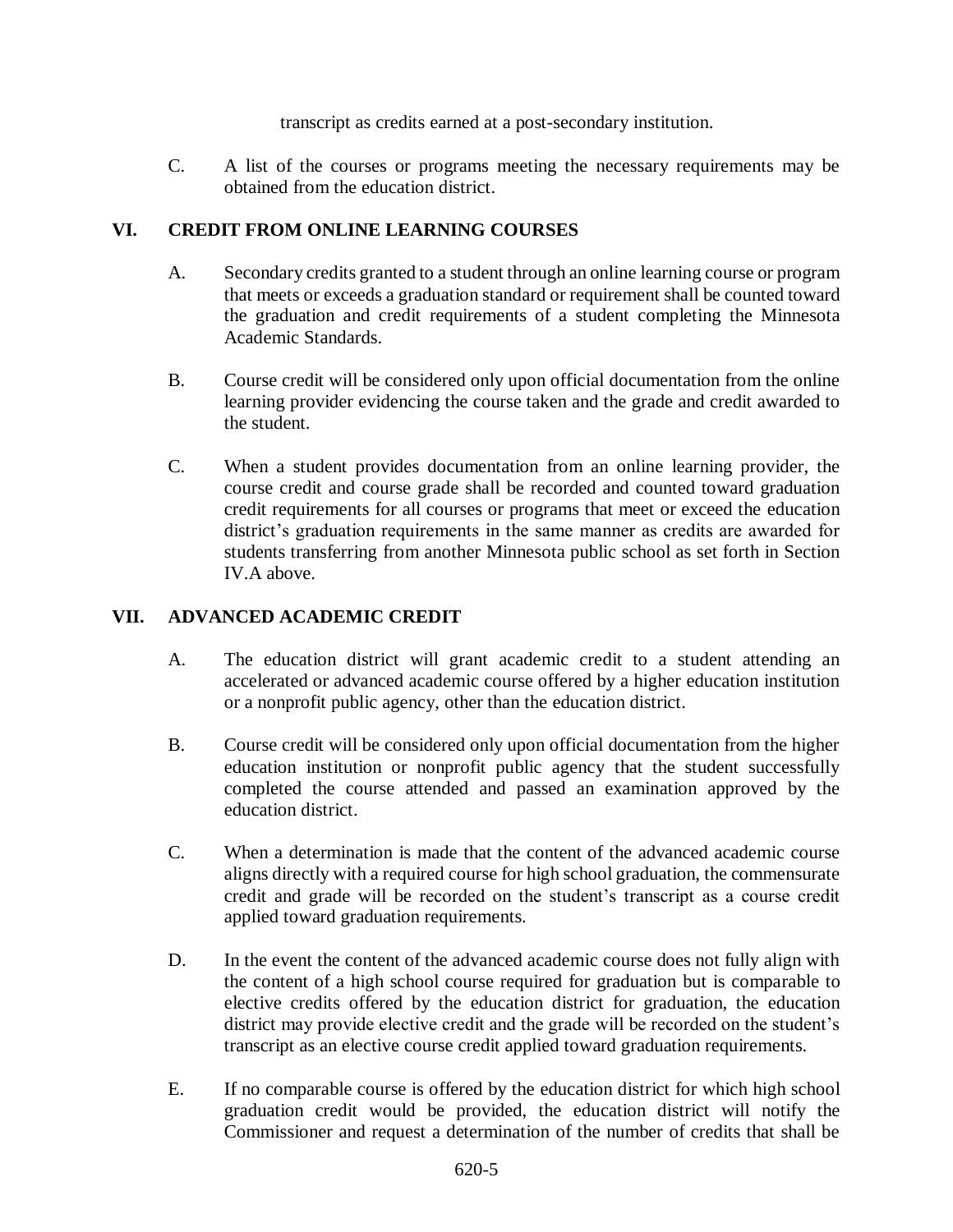transcript as credits earned at a post-secondary institution.

C. A list of the courses or programs meeting the necessary requirements may be obtained from the education district.

## VI. CREDIT FROM ONLINE LEARNING COURSES

A. Secondary credits granted to a student through an online learning course or program that meets or exceeds a graduation standard or requirement shall be counted toward the graduation and credit requirements of a student completing the Minnesota Academic Standards.

B. Course credit will be considered only upon official documentation from the online learning provider evidencing the course taken and the grade and credit awarded to the student.

C. When a student provides documentation from an online learning provider, the course credit and course grade shall be recorded and counted toward graduation credit requirements for all courses or programs that meet or exceed the education district's graduation requirements in the same manner as credits are awarded for students transferring from another Minnesota public school as set forth in Section IV.A above.

## VII. ADVANCED ACADEMIC CREDIT

A. The education district will grant academic credit to a student attending an accelerated or advanced academic course offered by a higher education institution or a nonprofit public agency, other than the education district.

B. Course credit will be considered only upon official documentation from the higher education institution or nonprofit public agency that the student successfully completed the course attended and passed an examination approved by the education district.

C. When a determination is made that the content of the advanced academic course aligns directly with a required course for high school graduation, the commensurate credit and grade will be recorded on the student's transcript as a course credit applied toward graduation requirements.

D. In the event the content of the advanced academic course does not fully align with the content of a high school course required for graduation but is comparable to elective credits offered by the education district for graduation, the education district may provide elective credit and the grade will be recorded on the student's transcript as an elective course credit applied toward graduation requirements.

E. If no comparable course is offered by the education district for which high school graduation credit would be provided, the education district will notify the Commissioner and request a determination of the number of credits that shall be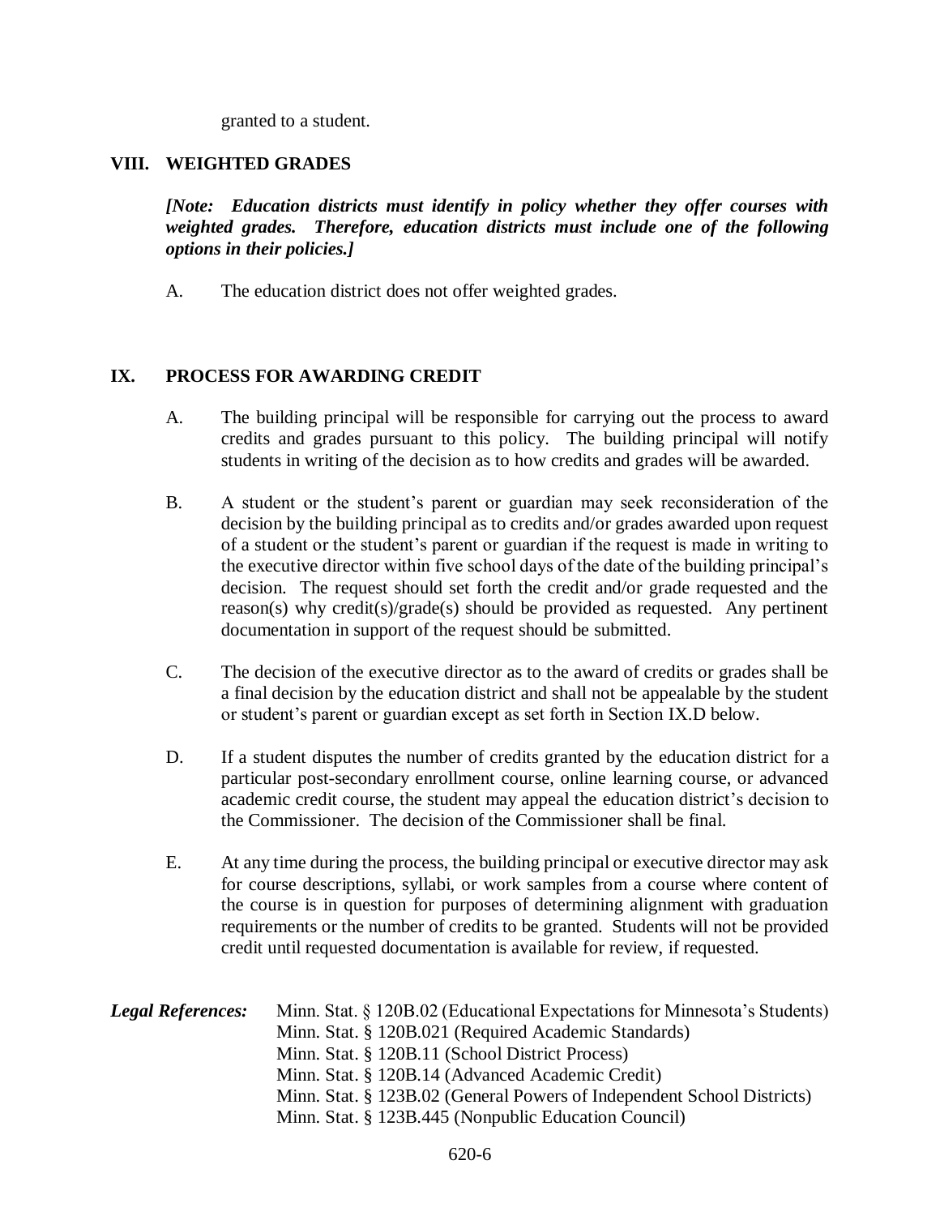granted to a student.

## VIII. WEIGHTED GRADES

***[Note: Education districts must identify in policy whether they offer courses with weighted grades. Therefore, education districts must include one of the following options in their policies.]***

A. The education district does not offer weighted grades.

## IX. PROCESS FOR AWARDING CREDIT

A. The building principal will be responsible for carrying out the process to award credits and grades pursuant to this policy. The building principal will notify students in writing of the decision as to how credits and grades will be awarded.

B. A student or the student's parent or guardian may seek reconsideration of the decision by the building principal as to credits and/or grades awarded upon request of a student or the student's parent or guardian if the request is made in writing to the executive director within five school days of the date of the building principal's decision. The request should set forth the credit and/or grade requested and the reason(s) why credit(s)/grade(s) should be provided as requested. Any pertinent documentation in support of the request should be submitted.

C. The decision of the executive director as to the award of credits or grades shall be a final decision by the education district and shall not be appealable by the student or student's parent or guardian except as set forth in Section IX.D below.

D. If a student disputes the number of credits granted by the education district for a particular post-secondary enrollment course, online learning course, or advanced academic credit course, the student may appeal the education district's decision to the Commissioner. The decision of the Commissioner shall be final.

E. At any time during the process, the building principal or executive director may ask for course descriptions, syllabi, or work samples from a course where content of the course is in question for purposes of determining alignment with graduation requirements or the number of credits to be granted. Students will not be provided credit until requested documentation is available for review, if requested.

***Legal References:***
Minn. Stat. § 120B.02 (Educational Expectations for Minnesota's Students)
Minn. Stat. § 120B.021 (Required Academic Standards)
Minn. Stat. § 120B.11 (School District Process)
Minn. Stat. § 120B.14 (Advanced Academic Credit)
Minn. Stat. § 123B.02 (General Powers of Independent School Districts)
Minn. Stat. § 123B.445 (Nonpublic Education Council)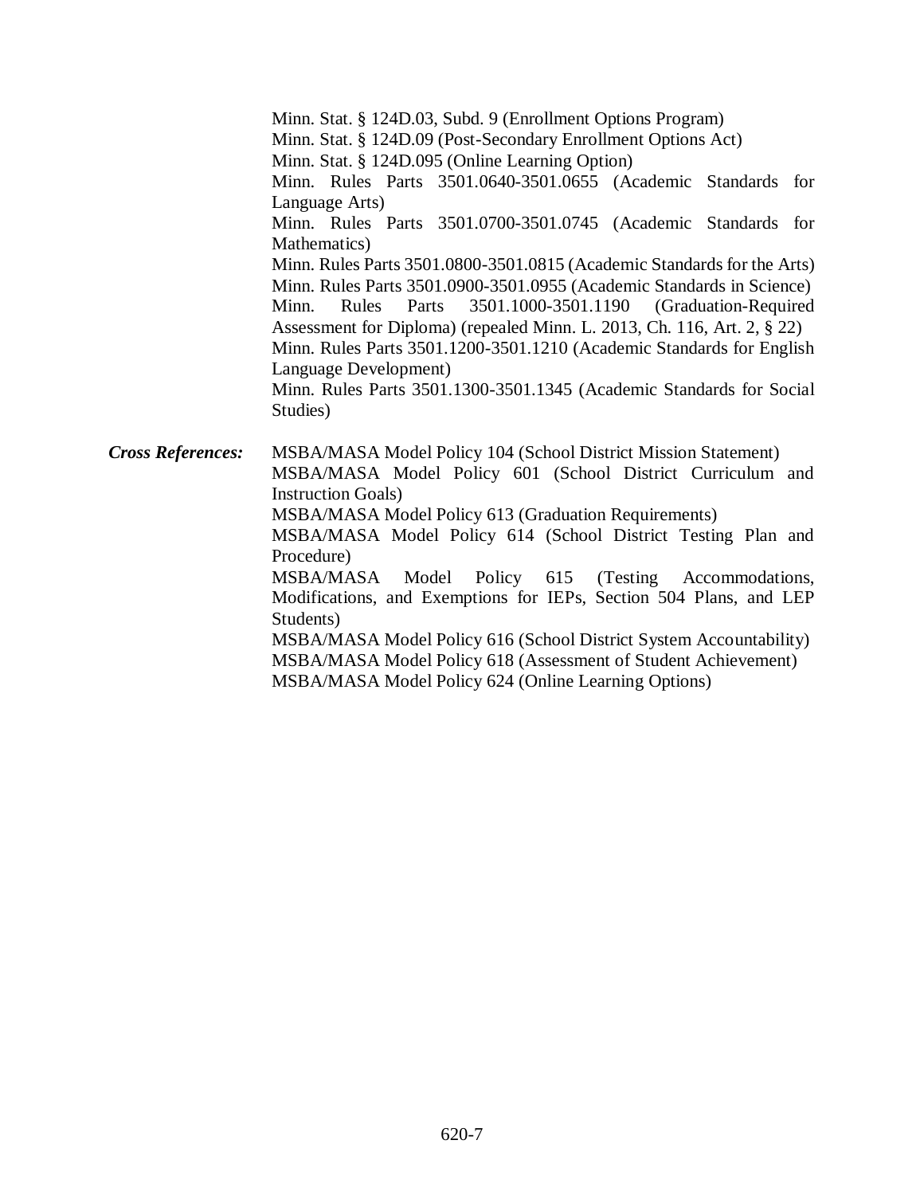Minn. Stat. § 124D.03, Subd. 9 (Enrollment Options Program)
Minn. Stat. § 124D.09 (Post-Secondary Enrollment Options Act)
Minn. Stat. § 124D.095 (Online Learning Option)
Minn. Rules Parts 3501.0640-3501.0655 (Academic Standards for Language Arts)
Minn. Rules Parts 3501.0700-3501.0745 (Academic Standards for Mathematics)
Minn. Rules Parts 3501.0800-3501.0815 (Academic Standards for the Arts)
Minn. Rules Parts 3501.0900-3501.0955 (Academic Standards in Science)
Minn. Rules Parts 3501.1000-3501.1190 (Graduation-Required Assessment for Diploma) (repealed Minn. L. 2013, Ch. 116, Art. 2, § 22)
Minn. Rules Parts 3501.1200-3501.1210 (Academic Standards for English Language Development)
Minn. Rules Parts 3501.1300-3501.1345 (Academic Standards for Social Studies)

***Cross References:***
MSBA/MASA Model Policy 104 (School District Mission Statement)
MSBA/MASA Model Policy 601 (School District Curriculum and Instruction Goals)
MSBA/MASA Model Policy 613 (Graduation Requirements)
MSBA/MASA Model Policy 614 (School District Testing Plan and Procedure)
MSBA/MASA Model Policy 615 (Testing Accommodations, Modifications, and Exemptions for IEPs, Section 504 Plans, and LEP Students)
MSBA/MASA Model Policy 616 (School District System Accountability)
MSBA/MASA Model Policy 618 (Assessment of Student Achievement)
MSBA/MASA Model Policy 624 (Online Learning Options)